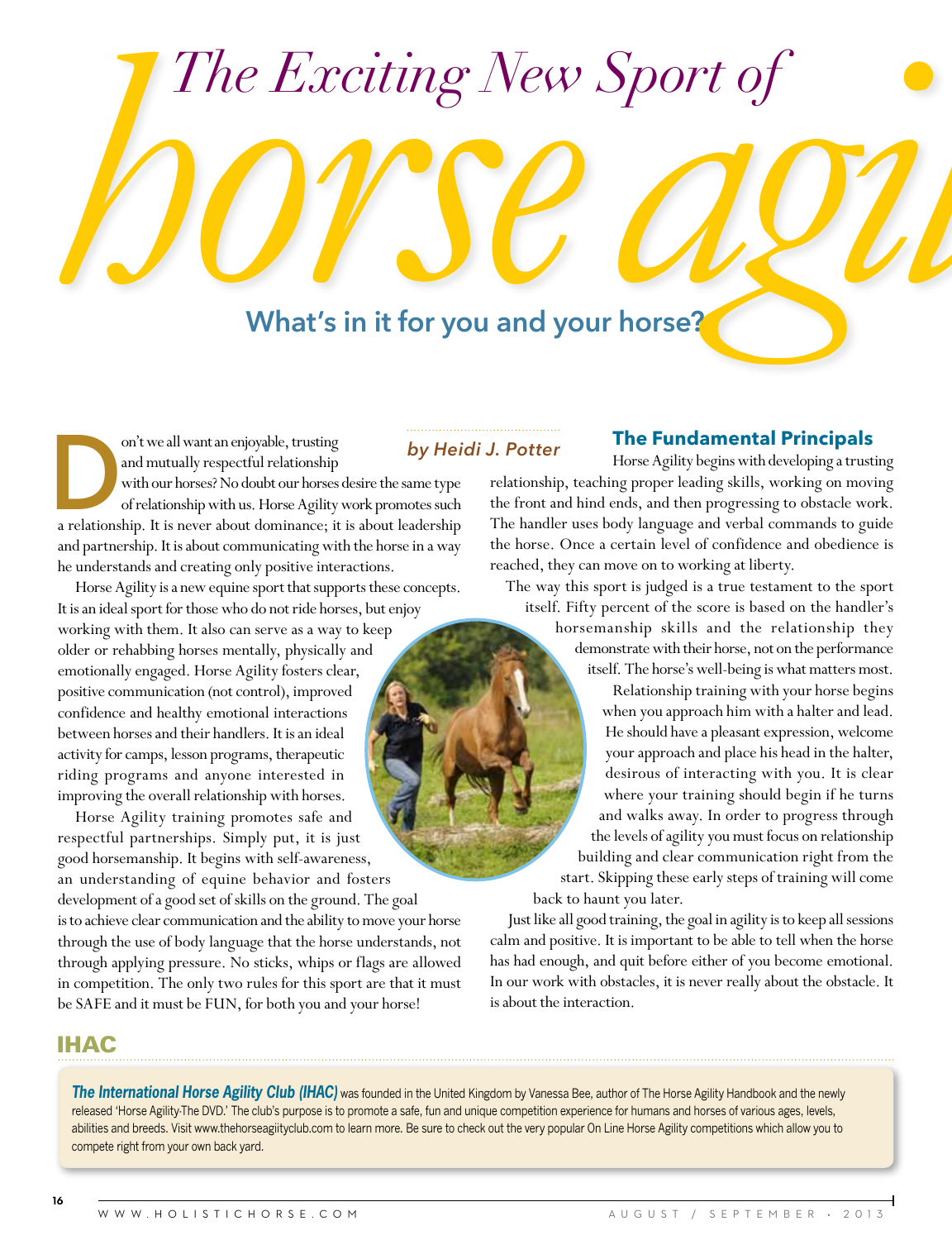# The Exciting New Sport of horse agility

## What's in it for you and your horse?

*by Heidi J. Potter*

Don't we all want an enjoyable, trusting and mutually respectful relationship with our horses? No doubt our horses desire the same type of relationship with us. Horse Agility work promotes such a relationship. It is never about dominance; it is about leadership and partnership. It is about communicating with the horse in a way he understands and creating only positive interactions.

Horse Agility is a new equine sport that supports these concepts. It is an ideal sport for those who do not ride horses, but enjoy working with them. It also can serve as a way to keep older or rehabbing horses mentally, physically and emotionally engaged. Horse Agility fosters clear, positive communication (not control), improved confidence and healthy emotional interactions between horses and their handlers. It is an ideal activity for camps, lesson programs, therapeutic riding programs and anyone interested in improving the overall relationship with horses.

Horse Agility training promotes safe and respectful partnerships. Simply put, it is just good horsemanship. It begins with self-awareness, an understanding of equine behavior and fosters development of a good set of skills on the ground. The goal is to achieve clear communication and the ability to move your horse through the use of body language that the horse understands, not through applying pressure. No sticks, whips or flags are allowed in competition. The only two rules for this sport are that it must be SAFE and it must be FUN, for both you and your horse!

### The Fundamental Principals

Horse Agility begins with developing a trusting relationship, teaching proper leading skills, working on moving the front and hind ends, and then progressing to obstacle work. The handler uses body language and verbal commands to guide the horse. Once a certain level of confidence and obedience is reached, they can move on to working at liberty.

The way this sport is judged is a true testament to the sport itself. Fifty percent of the score is based on the handler's horsemanship skills and the relationship they demonstrate with their horse, not on the performance itself. The horse's well-being is what matters most.

Relationship training with your horse begins when you approach him with a halter and lead. He should have a pleasant expression, welcome your approach and place his head in the halter, desirous of interacting with you. It is clear where your training should begin if he turns and walks away. In order to progress through the levels of agility you must focus on relationship building and clear communication right from the start. Skipping these early steps of training will come back to haunt you later.

Just like all good training, the goal in agility is to keep all sessions calm and positive. It is important to be able to tell when the horse has had enough, and quit before either of you become emotional. In our work with obstacles, it is never really about the obstacle. It is about the interaction.

### IHAC

***The International Horse Agility Club (IHAC)*** was founded in the United Kingdom by Vanessa Bee, author of The Horse Agility Handbook and the newly released 'Horse Agility-The DVD.' The club's purpose is to promote a safe, fun and unique competition experience for humans and horses of various ages, levels, abilities and breeds. Visit www.thehorseagiityclub.com to learn more. Be sure to check out the very popular On Line Horse Agility competitions which allow you to compete right from your own back yard.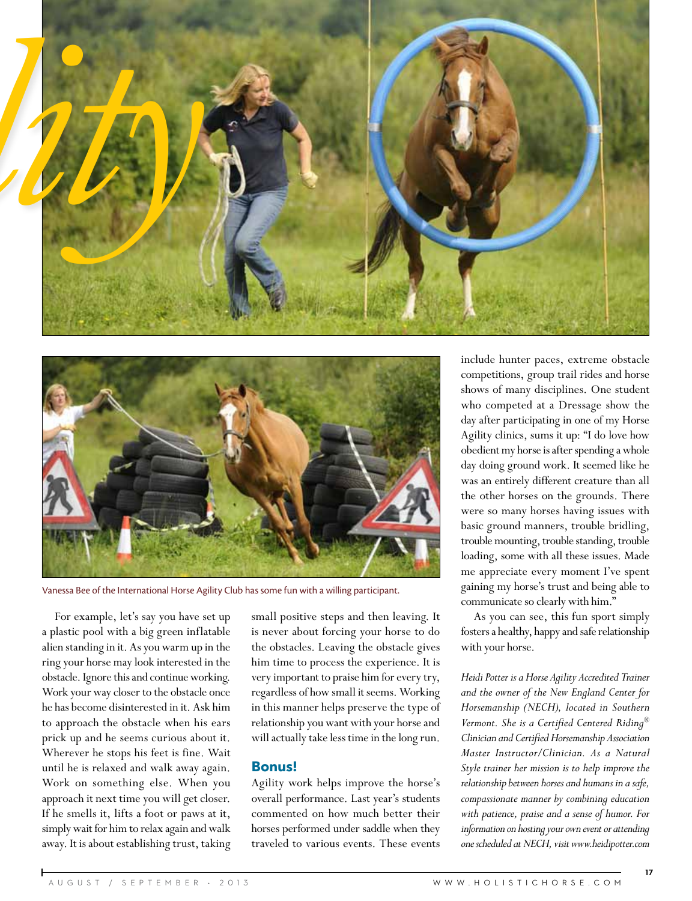Vanessa Bee of the International Horse Agility Club has some fun with a willing participant.

For example, let's say you have set up a plastic pool with a big green inflatable alien standing in it. As you warm up in the ring your horse may look interested in the obstacle. Ignore this and continue working. Work your way closer to the obstacle once he has become disinterested in it. Ask him to approach the obstacle when his ears prick up and he seems curious about it. Wherever he stops his feet is fine. Wait until he is relaxed and walk away again. Work on something else. When you approach it next time you will get closer. If he smells it, lifts a foot or paws at it, simply wait for him to relax again and walk away. It is about establishing trust, taking small positive steps and then leaving. It is never about forcing your horse to do the obstacles. Leaving the obstacle gives him time to process the experience. It is very important to praise him for every try, regardless of how small it seems. Working in this manner helps preserve the type of relationship you want with your horse and will actually take less time in the long run.

## Bonus!

Agility work helps improve the horse's overall performance. Last year's students commented on how much better their horses performed under saddle when they traveled to various events. These events include hunter paces, extreme obstacle competitions, group trail rides and horse shows of many disciplines. One student who competed at a Dressage show the day after participating in one of my Horse Agility clinics, sums it up: "I do love how obedient my horse is after spending a whole day doing ground work. It seemed like he was an entirely different creature than all the other horses on the grounds. There were so many horses having issues with basic ground manners, trouble bridling, trouble mounting, trouble standing, trouble loading, some with all these issues. Made me appreciate every moment I've spent gaining my horse's trust and being able to communicate so clearly with him."

As you can see, this fun sport simply fosters a healthy, happy and safe relationship with your horse.

*Heidi Potter is a Horse Agility Accredited Trainer and the owner of the New England Center for Horsemanship (NECH), located in Southern Vermont. She is a Certified Centered Riding® Clinician and Certified Horsemanship Association Master Instructor/Clinician. As a Natural Style trainer her mission is to help improve the relationship between horses and humans in a safe, compassionate manner by combining education with patience, praise and a sense of humor. For information on hosting your own event or attending one scheduled at NECH, visit www.heidipotter.com*